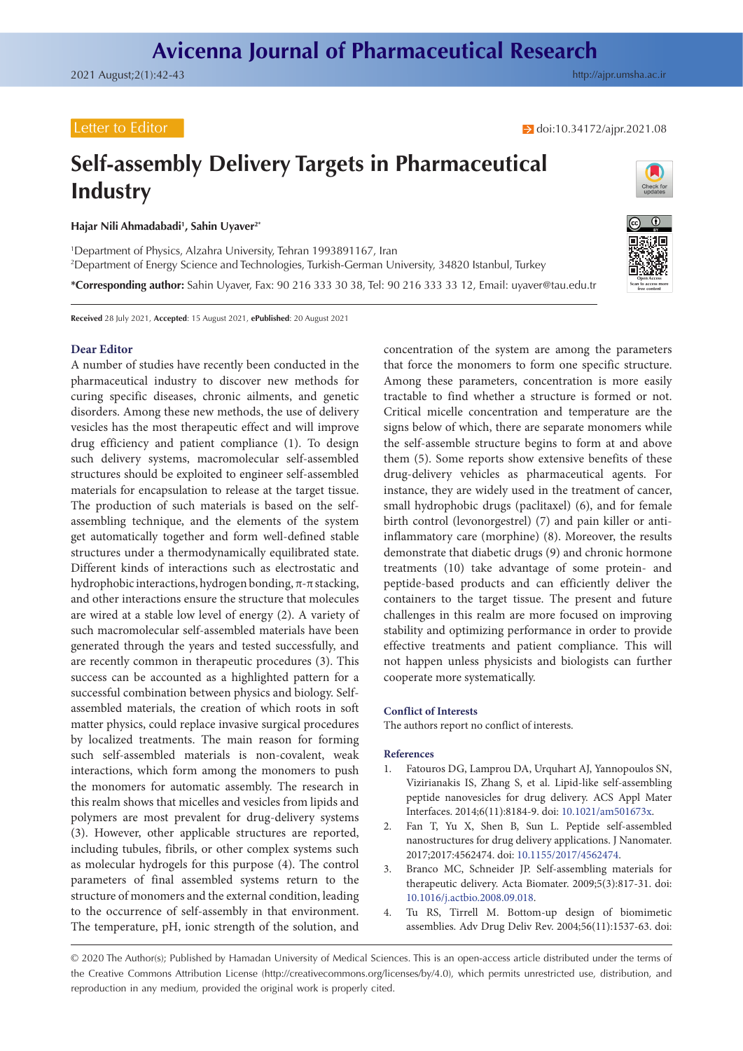Letter to Editor

doi:10.34172/ajpr.2021.08

# Self-assembly Delivery Targets in Pharmaceutical Industry

**Hajar Nili Ahmadabadi[1], Sahin Uyaver[2*]**

[1]Department of Physics, Alzahra University, Tehran 1993891167, Iran
[2]Department of Energy Science and Technologies, Turkish-German University, 34820 Istanbul, Turkey

**\*Corresponding author:** Sahin Uyaver, Fax: 90 216 333 30 38, Tel: 90 216 333 33 12, Email: uyaver@tau.edu.tr

**Received** 28 July 2021, **Accepted**: 15 August 2021, **ePublished**: 20 August 2021

## Dear Editor

A number of studies have recently been conducted in the pharmaceutical industry to discover new methods for curing specific diseases, chronic ailments, and genetic disorders. Among these new methods, the use of delivery vesicles has the most therapeutic effect and will improve drug efficiency and patient compliance (1). To design such delivery systems, macromolecular self-assembled structures should be exploited to engineer self-assembled materials for encapsulation to release at the target tissue. The production of such materials is based on the self-assembling technique, and the elements of the system get automatically together and form well-defined stable structures under a thermodynamically equilibrated state. Different kinds of interactions such as electrostatic and hydrophobic interactions, hydrogen bonding, π-π stacking, and other interactions ensure the structure that molecules are wired at a stable low level of energy (2). A variety of such macromolecular self-assembled materials have been generated through the years and tested successfully, and are recently common in therapeutic procedures (3). This success can be accounted as a highlighted pattern for a successful combination between physics and biology. Self-assembled materials, the creation of which roots in soft matter physics, could replace invasive surgical procedures by localized treatments. The main reason for forming such self-assembled materials is non-covalent, weak interactions, which form among the monomers to push the monomers for automatic assembly. The research in this realm shows that micelles and vesicles from lipids and polymers are most prevalent for drug-delivery systems (3). However, other applicable structures are reported, including tubules, fibrils, or other complex systems such as molecular hydrogels for this purpose (4). The control parameters of final assembled systems return to the structure of monomers and the external condition, leading to the occurrence of self-assembly in that environment. The temperature, pH, ionic strength of the solution, and concentration of the system are among the parameters that force the monomers to form one specific structure. Among these parameters, concentration is more easily tractable to find whether a structure is formed or not. Critical micelle concentration and temperature are the signs below of which, there are separate monomers while the self-assemble structure begins to form at and above them (5). Some reports show extensive benefits of these drug-delivery vehicles as pharmaceutical agents. For instance, they are widely used in the treatment of cancer, small hydrophobic drugs (paclitaxel) (6), and for female birth control (levonorgestrel) (7) and pain killer or anti-inflammatory care (morphine) (8). Moreover, the results demonstrate that diabetic drugs (9) and chronic hormone treatments (10) take advantage of some protein- and peptide-based products and can efficiently deliver the containers to the target tissue. The present and future challenges in this realm are more focused on improving stability and optimizing performance in order to provide effective treatments and patient compliance. This will not happen unless physicists and biologists can further cooperate more systematically.

## Conflict of Interests

The authors report no conflict of interests.

## References

1. Fatouros DG, Lamprou DA, Urquhart AJ, Yannopoulos SN, Vizirianakis IS, Zhang S, et al. Lipid-like self-assembling peptide nanovesicles for drug delivery. ACS Appl Mater Interfaces. 2014;6(11):8184-9. doi: 10.1021/am501673x.
2. Fan T, Yu X, Shen B, Sun L. Peptide self-assembled nanostructures for drug delivery applications. J Nanomater. 2017;2017:4562474. doi: 10.1155/2017/4562474.
3. Branco MC, Schneider JP. Self-assembling materials for therapeutic delivery. Acta Biomater. 2009;5(3):817-31. doi: 10.1016/j.actbio.2008.09.018.
4. Tu RS, Tirrell M. Bottom-up design of biomimetic assemblies. Adv Drug Deliv Rev. 2004;56(11):1537-63. doi:

© 2020 The Author(s); Published by Hamadan University of Medical Sciences. This is an open-access article distributed under the terms of the Creative Commons Attribution License (http://creativecommons.org/licenses/by/4.0), which permits unrestricted use, distribution, and reproduction in any medium, provided the original work is properly cited.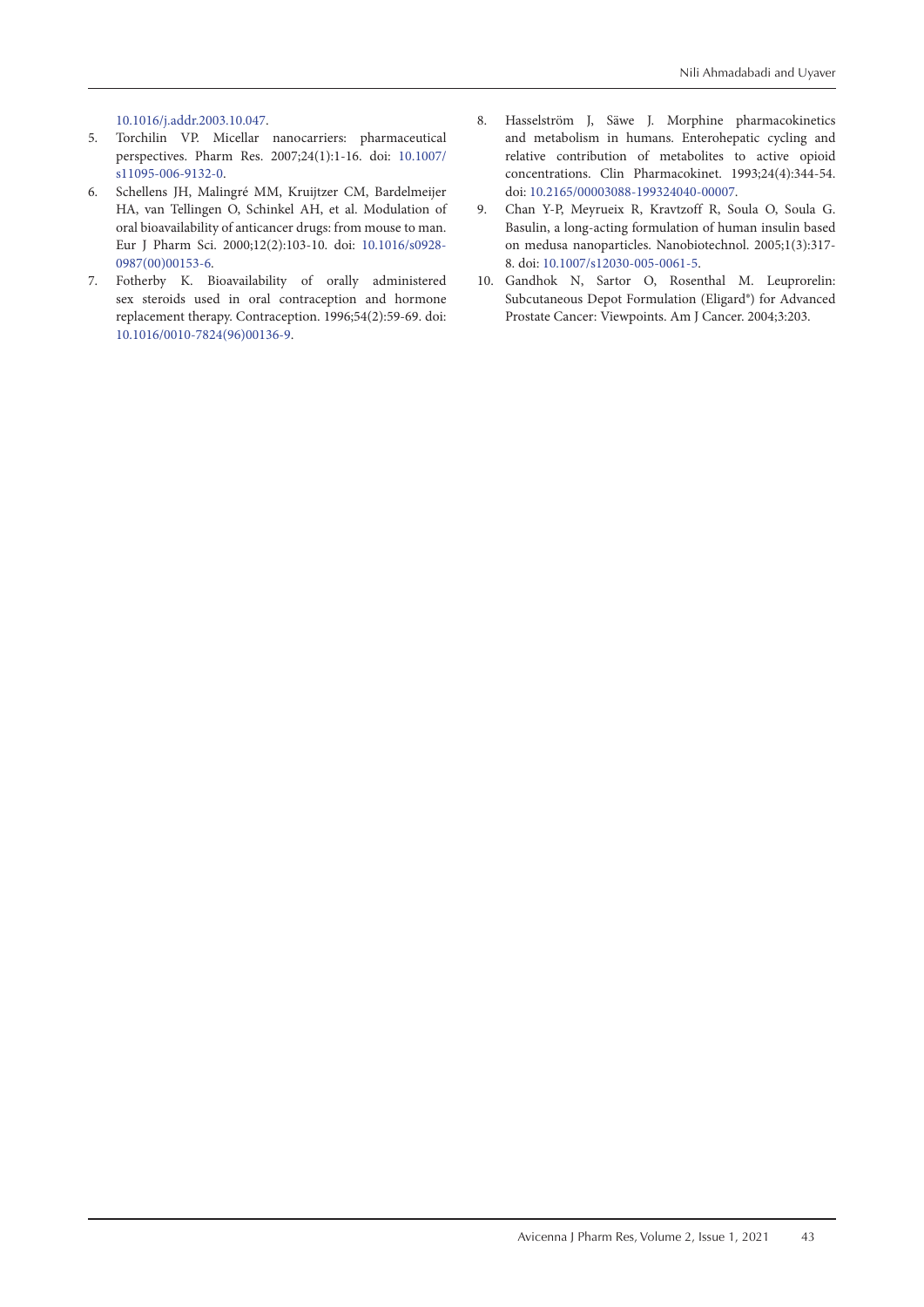10.1016/j.addr.2003.10.047.

5. Torchilin VP. Micellar nanocarriers: pharmaceutical perspectives. Pharm Res. 2007;24(1):1-16. doi: 10.1007/s11095-006-9132-0.
6. Schellens JH, Malingré MM, Kruijtzer CM, Bardelmeijer HA, van Tellingen O, Schinkel AH, et al. Modulation of oral bioavailability of anticancer drugs: from mouse to man. Eur J Pharm Sci. 2000;12(2):103-10. doi: 10.1016/s0928-0987(00)00153-6.
7. Fotherby K. Bioavailability of orally administered sex steroids used in oral contraception and hormone replacement therapy. Contraception. 1996;54(2):59-69. doi: 10.1016/0010-7824(96)00136-9.
8. Hasselström J, Säwe J. Morphine pharmacokinetics and metabolism in humans. Enterohepatic cycling and relative contribution of metabolites to active opioid concentrations. Clin Pharmacokinet. 1993;24(4):344-54. doi: 10.2165/00003088-199324040-00007.
9. Chan Y-P, Meyrueix R, Kravtzoff R, Soula O, Soula G. Basulin, a long-acting formulation of human insulin based on medusa nanoparticles. Nanobiotechnol. 2005;1(3):317-8. doi: 10.1007/s12030-005-0061-5.
10. Gandhok N, Sartor O, Rosenthal M. Leuprorelin: Subcutaneous Depot Formulation (Eligard®) for Advanced Prostate Cancer: Viewpoints. Am J Cancer. 2004;3:203.